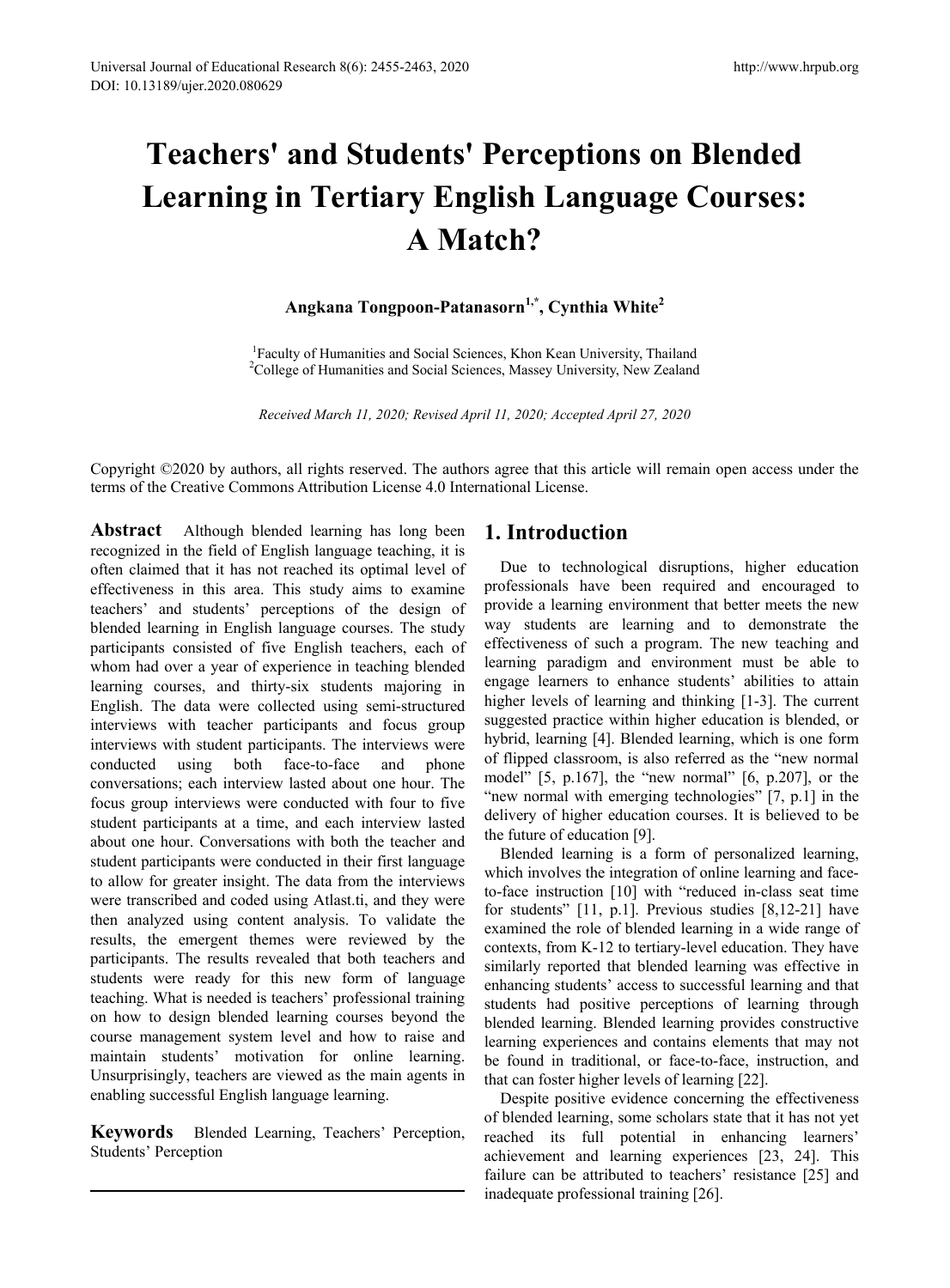# Teachers' and Students' Perceptions on Blended Learning in Tertiary English Language Courses: A Match?

**Angkana Tongpoon-Patanasorn[1,*], Cynthia White[2]**

[1]Faculty of Humanities and Social Sciences, Khon Kean University, Thailand
[2]College of Humanities and Social Sciences, Massey University, New Zealand

*Received March 11, 2020; Revised April 11, 2020; Accepted April 27, 2020*

Copyright ©2020 by authors, all rights reserved. The authors agree that this article will remain open access under the terms of the Creative Commons Attribution License 4.0 International License.

**Abstract** Although blended learning has long been recognized in the field of English language teaching, it is often claimed that it has not reached its optimal level of effectiveness in this area. This study aims to examine teachers' and students' perceptions of the design of blended learning in English language courses. The study participants consisted of five English teachers, each of whom had over a year of experience in teaching blended learning courses, and thirty-six students majoring in English. The data were collected using semi-structured interviews with teacher participants and focus group interviews with student participants. The interviews were conducted using both face-to-face and phone conversations; each interview lasted about one hour. The focus group interviews were conducted with four to five student participants at a time, and each interview lasted about one hour. Conversations with both the teacher and student participants were conducted in their first language to allow for greater insight. The data from the interviews were transcribed and coded using Atlast.ti, and they were then analyzed using content analysis. To validate the results, the emergent themes were reviewed by the participants. The results revealed that both teachers and students were ready for this new form of language teaching. What is needed is teachers' professional training on how to design blended learning courses beyond the course management system level and how to raise and maintain students' motivation for online learning. Unsurprisingly, teachers are viewed as the main agents in enabling successful English language learning.

**Keywords** Blended Learning, Teachers' Perception, Students' Perception

## 1. Introduction

Due to technological disruptions, higher education professionals have been required and encouraged to provide a learning environment that better meets the new way students are learning and to demonstrate the effectiveness of such a program. The new teaching and learning paradigm and environment must be able to engage learners to enhance students' abilities to attain higher levels of learning and thinking [1-3]. The current suggested practice within higher education is blended, or hybrid, learning [4]. Blended learning, which is one form of flipped classroom, is also referred as the "new normal model" [5, p.167], the "new normal" [6, p.207], or the "new normal with emerging technologies" [7, p.1] in the delivery of higher education courses. It is believed to be the future of education [9].

Blended learning is a form of personalized learning, which involves the integration of online learning and face-to-face instruction [10] with "reduced in-class seat time for students" [11, p.1]. Previous studies [8,12-21] have examined the role of blended learning in a wide range of contexts, from K-12 to tertiary-level education. They have similarly reported that blended learning was effective in enhancing students' access to successful learning and that students had positive perceptions of learning through blended learning. Blended learning provides constructive learning experiences and contains elements that may not be found in traditional, or face-to-face, instruction, and that can foster higher levels of learning [22].

Despite positive evidence concerning the effectiveness of blended learning, some scholars state that it has not yet reached its full potential in enhancing learners' achievement and learning experiences [23, 24]. This failure can be attributed to teachers' resistance [25] and inadequate professional training [26].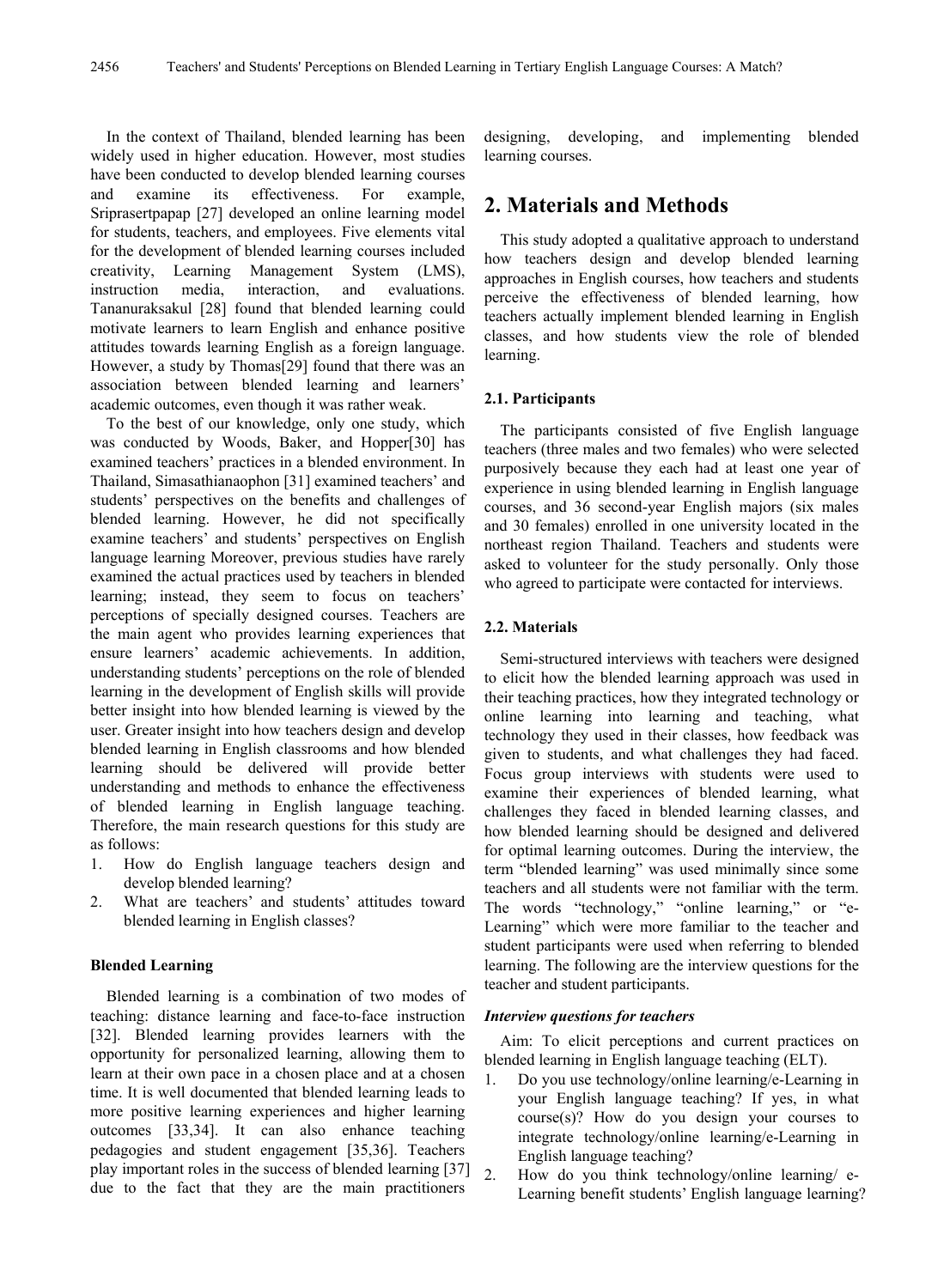In the context of Thailand, blended learning has been widely used in higher education. However, most studies have been conducted to develop blended learning courses and examine its effectiveness. For example, Sriprasertpapap [27] developed an online learning model for students, teachers, and employees. Five elements vital for the development of blended learning courses included creativity, Learning Management System (LMS), instruction media, interaction, and evaluations. Tananuraksakul [28] found that blended learning could motivate learners to learn English and enhance positive attitudes towards learning English as a foreign language. However, a study by Thomas[29] found that there was an association between blended learning and learners' academic outcomes, even though it was rather weak.

To the best of our knowledge, only one study, which was conducted by Woods, Baker, and Hopper[30] has examined teachers' practices in a blended environment. In Thailand, Simasathianaophon [31] examined teachers' and students' perspectives on the benefits and challenges of blended learning. However, he did not specifically examine teachers' and students' perspectives on English language learning Moreover, previous studies have rarely examined the actual practices used by teachers in blended learning; instead, they seem to focus on teachers' perceptions of specially designed courses. Teachers are the main agent who provides learning experiences that ensure learners' academic achievements. In addition, understanding students' perceptions on the role of blended learning in the development of English skills will provide better insight into how blended learning is viewed by the user. Greater insight into how teachers design and develop blended learning in English classrooms and how blended learning should be delivered will provide better understanding and methods to enhance the effectiveness of blended learning in English language teaching. Therefore, the main research questions for this study are as follows:

1. How do English language teachers design and develop blended learning?
2. What are teachers' and students' attitudes toward blended learning in English classes?

**Blended Learning**

Blended learning is a combination of two modes of teaching: distance learning and face-to-face instruction [32]. Blended learning provides learners with the opportunity for personalized learning, allowing them to learn at their own pace in a chosen place and at a chosen time. It is well documented that blended learning leads to more positive learning experiences and higher learning outcomes [33,34]. It can also enhance teaching pedagogies and student engagement [35,36]. Teachers play important roles in the success of blended learning [37] due to the fact that they are the main practitioners designing, developing, and implementing blended learning courses.

## 2. Materials and Methods

This study adopted a qualitative approach to understand how teachers design and develop blended learning approaches in English courses, how teachers and students perceive the effectiveness of blended learning, how teachers actually implement blended learning in English classes, and how students view the role of blended learning.

### 2.1. Participants

The participants consisted of five English language teachers (three males and two females) who were selected purposively because they each had at least one year of experience in using blended learning in English language courses, and 36 second-year English majors (six males and 30 females) enrolled in one university located in the northeast region Thailand. Teachers and students were asked to volunteer for the study personally. Only those who agreed to participate were contacted for interviews.

### 2.2. Materials

Semi-structured interviews with teachers were designed to elicit how the blended learning approach was used in their teaching practices, how they integrated technology or online learning into learning and teaching, what technology they used in their classes, how feedback was given to students, and what challenges they had faced. Focus group interviews with students were used to examine their experiences of blended learning, what challenges they faced in blended learning classes, and how blended learning should be designed and delivered for optimal learning outcomes. During the interview, the term "blended learning" was used minimally since some teachers and all students were not familiar with the term. The words "technology," "online learning," or "e-Learning" which were more familiar to the teacher and student participants were used when referring to blended learning. The following are the interview questions for the teacher and student participants.

***Interview questions for teachers***

Aim: To elicit perceptions and current practices on blended learning in English language teaching (ELT).

1. Do you use technology/online learning/e-Learning in your English language teaching? If yes, in what course(s)? How do you design your courses to integrate technology/online learning/e-Learning in English language teaching?
2. How do you think technology/online learning/ e-Learning benefit students' English language learning?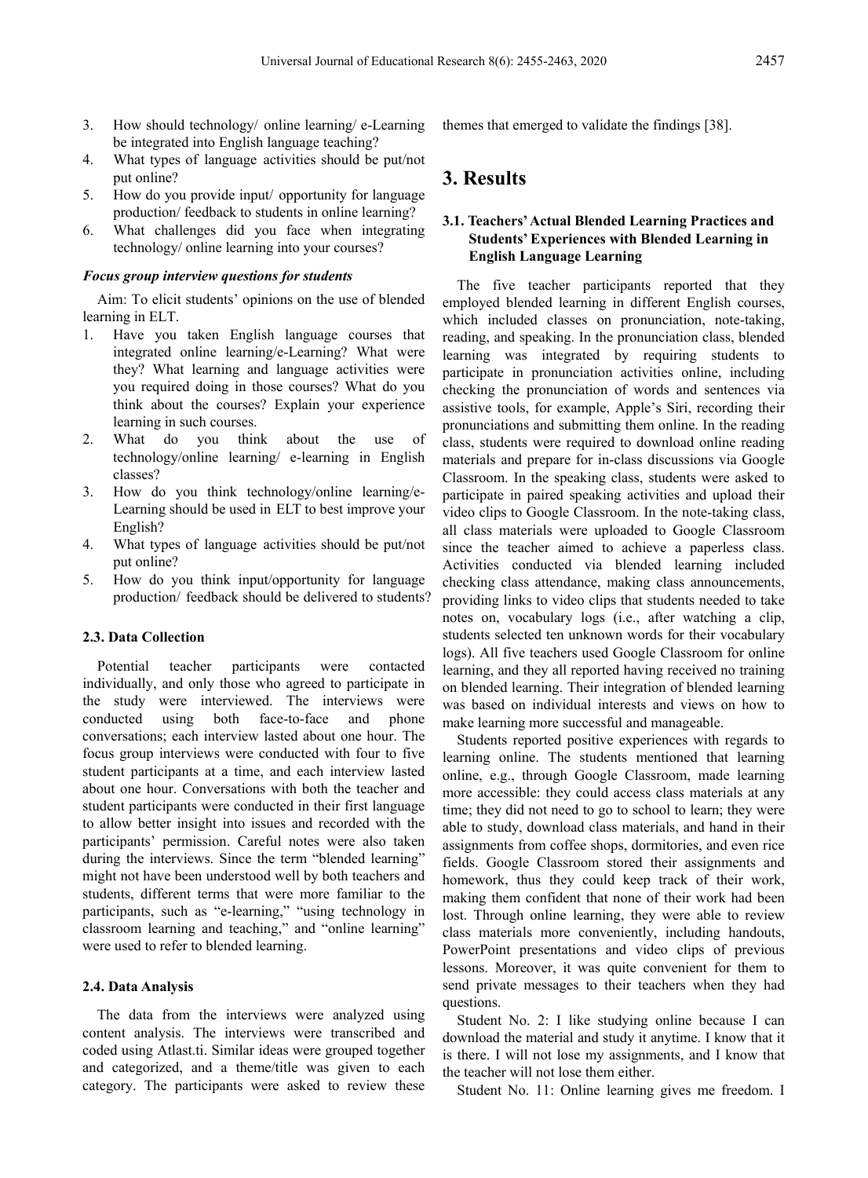3. How should technology/ online learning/ e-Learning be integrated into English language teaching?
4. What types of language activities should be put/not put online?
5. How do you provide input/ opportunity for language production/ feedback to students in online learning?
6. What challenges did you face when integrating technology/ online learning into your courses?

***Focus group interview questions for students***

Aim: To elicit students' opinions on the use of blended learning in ELT.

1. Have you taken English language courses that integrated online learning/e-Learning? What were they? What learning and language activities were you required doing in those courses? What do you think about the courses? Explain your experience learning in such courses.
2. What do you think about the use of technology/online learning/ e-learning in English classes?
3. How do you think technology/online learning/e-Learning should be used in ELT to best improve your English?
4. What types of language activities should be put/not put online?
5. How do you think input/opportunity for language production/ feedback should be delivered to students?

### 2.3. Data Collection

Potential teacher participants were contacted individually, and only those who agreed to participate in the study were interviewed. The interviews were conducted using both face-to-face and phone conversations; each interview lasted about one hour. The focus group interviews were conducted with four to five student participants at a time, and each interview lasted about one hour. Conversations with both the teacher and student participants were conducted in their first language to allow better insight into issues and recorded with the participants' permission. Careful notes were also taken during the interviews. Since the term "blended learning" might not have been understood well by both teachers and students, different terms that were more familiar to the participants, such as "e-learning," "using technology in classroom learning and teaching," and "online learning" were used to refer to blended learning.

### 2.4. Data Analysis

The data from the interviews were analyzed using content analysis. The interviews were transcribed and coded using Atlast.ti. Similar ideas were grouped together and categorized, and a theme/title was given to each category. The participants were asked to review these themes that emerged to validate the findings [38].

## 3. Results

### 3.1. Teachers' Actual Blended Learning Practices and Students' Experiences with Blended Learning in English Language Learning

The five teacher participants reported that they employed blended learning in different English courses, which included classes on pronunciation, note-taking, reading, and speaking. In the pronunciation class, blended learning was integrated by requiring students to participate in pronunciation activities online, including checking the pronunciation of words and sentences via assistive tools, for example, Apple's Siri, recording their pronunciations and submitting them online. In the reading class, students were required to download online reading materials and prepare for in-class discussions via Google Classroom. In the speaking class, students were asked to participate in paired speaking activities and upload their video clips to Google Classroom. In the note-taking class, all class materials were uploaded to Google Classroom since the teacher aimed to achieve a paperless class. Activities conducted via blended learning included checking class attendance, making class announcements, providing links to video clips that students needed to take notes on, vocabulary logs (i.e., after watching a clip, students selected ten unknown words for their vocabulary logs). All five teachers used Google Classroom for online learning, and they all reported having received no training on blended learning. Their integration of blended learning was based on individual interests and views on how to make learning more successful and manageable.

Students reported positive experiences with regards to learning online. The students mentioned that learning online, e.g., through Google Classroom, made learning more accessible: they could access class materials at any time; they did not need to go to school to learn; they were able to study, download class materials, and hand in their assignments from coffee shops, dormitories, and even rice fields. Google Classroom stored their assignments and homework, thus they could keep track of their work, making them confident that none of their work had been lost. Through online learning, they were able to review class materials more conveniently, including handouts, PowerPoint presentations and video clips of previous lessons. Moreover, it was quite convenient for them to send private messages to their teachers when they had questions.

Student No. 2: I like studying online because I can download the material and study it anytime. I know that it is there. I will not lose my assignments, and I know that the teacher will not lose them either.

Student No. 11: Online learning gives me freedom. I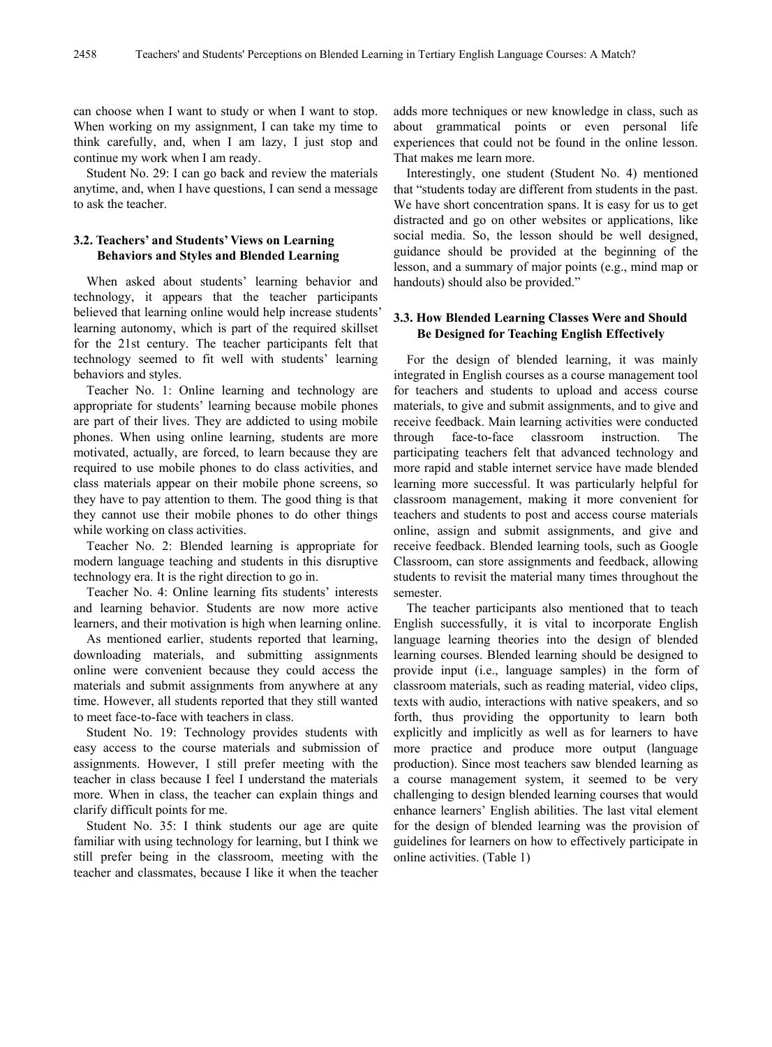can choose when I want to study or when I want to stop. When working on my assignment, I can take my time to think carefully, and, when I am lazy, I just stop and continue my work when I am ready.

Student No. 29: I can go back and review the materials anytime, and, when I have questions, I can send a message to ask the teacher.

### 3.2. Teachers' and Students' Views on Learning Behaviors and Styles and Blended Learning

When asked about students' learning behavior and technology, it appears that the teacher participants believed that learning online would help increase students' learning autonomy, which is part of the required skillset for the 21st century. The teacher participants felt that technology seemed to fit well with students' learning behaviors and styles.

Teacher No. 1: Online learning and technology are appropriate for students' learning because mobile phones are part of their lives. They are addicted to using mobile phones. When using online learning, students are more motivated, actually, are forced, to learn because they are required to use mobile phones to do class activities, and class materials appear on their mobile phone screens, so they have to pay attention to them. The good thing is that they cannot use their mobile phones to do other things while working on class activities.

Teacher No. 2: Blended learning is appropriate for modern language teaching and students in this disruptive technology era. It is the right direction to go in.

Teacher No. 4: Online learning fits students' interests and learning behavior. Students are now more active learners, and their motivation is high when learning online.

As mentioned earlier, students reported that learning, downloading materials, and submitting assignments online were convenient because they could access the materials and submit assignments from anywhere at any time. However, all students reported that they still wanted to meet face-to-face with teachers in class.

Student No. 19: Technology provides students with easy access to the course materials and submission of assignments. However, I still prefer meeting with the teacher in class because I feel I understand the materials more. When in class, the teacher can explain things and clarify difficult points for me.

Student No. 35: I think students our age are quite familiar with using technology for learning, but I think we still prefer being in the classroom, meeting with the teacher and classmates, because I like it when the teacher adds more techniques or new knowledge in class, such as about grammatical points or even personal life experiences that could not be found in the online lesson. That makes me learn more.

Interestingly, one student (Student No. 4) mentioned that "students today are different from students in the past. We have short concentration spans. It is easy for us to get distracted and go on other websites or applications, like social media. So, the lesson should be well designed, guidance should be provided at the beginning of the lesson, and a summary of major points (e.g., mind map or handouts) should also be provided."

### 3.3. How Blended Learning Classes Were and Should Be Designed for Teaching English Effectively

For the design of blended learning, it was mainly integrated in English courses as a course management tool for teachers and students to upload and access course materials, to give and submit assignments, and to give and receive feedback. Main learning activities were conducted through face-to-face classroom instruction. The participating teachers felt that advanced technology and more rapid and stable internet service have made blended learning more successful. It was particularly helpful for classroom management, making it more convenient for teachers and students to post and access course materials online, assign and submit assignments, and give and receive feedback. Blended learning tools, such as Google Classroom, can store assignments and feedback, allowing students to revisit the material many times throughout the semester.

The teacher participants also mentioned that to teach English successfully, it is vital to incorporate English language learning theories into the design of blended learning courses. Blended learning should be designed to provide input (i.e., language samples) in the form of classroom materials, such as reading material, video clips, texts with audio, interactions with native speakers, and so forth, thus providing the opportunity to learn both explicitly and implicitly as well as for learners to have more practice and produce more output (language production). Since most teachers saw blended learning as a course management system, it seemed to be very challenging to design blended learning courses that would enhance learners' English abilities. The last vital element for the design of blended learning was the provision of guidelines for learners on how to effectively participate in online activities. (Table 1)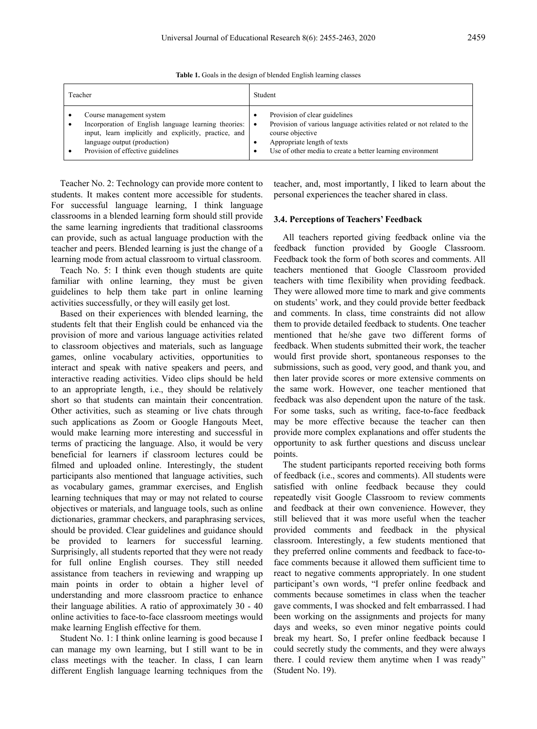**Table 1.** Goals in the design of blended English learning classes

| Teacher | Student |
|---|---|
| • Course management system<br>• Incorporation of English language learning theories: input, learn implicitly and explicitly, practice, and language output (production)<br>• Provision of effective guidelines | • Provision of clear guidelines<br>• Provision of various language activities related or not related to the course objective<br>• Appropriate length of texts<br>• Use of other media to create a better learning environment |

Teacher No. 2: Technology can provide more content to students. It makes content more accessible for students. For successful language learning, I think language classrooms in a blended learning form should still provide the same learning ingredients that traditional classrooms can provide, such as actual language production with the teacher and peers. Blended learning is just the change of a learning mode from actual classroom to virtual classroom.

Teach No. 5: I think even though students are quite familiar with online learning, they must be given guidelines to help them take part in online learning activities successfully, or they will easily get lost.

Based on their experiences with blended learning, the students felt that their English could be enhanced via the provision of more and various language activities related to classroom objectives and materials, such as language games, online vocabulary activities, opportunities to interact and speak with native speakers and peers, and interactive reading activities. Video clips should be held to an appropriate length, i.e., they should be relatively short so that students can maintain their concentration. Other activities, such as steaming or live chats through such applications as Zoom or Google Hangouts Meet, would make learning more interesting and successful in terms of practicing the language. Also, it would be very beneficial for learners if classroom lectures could be filmed and uploaded online. Interestingly, the student participants also mentioned that language activities, such as vocabulary games, grammar exercises, and English learning techniques that may or may not related to course objectives or materials, and language tools, such as online dictionaries, grammar checkers, and paraphrasing services, should be provided. Clear guidelines and guidance should be provided to learners for successful learning. Surprisingly, all students reported that they were not ready for full online English courses. They still needed assistance from teachers in reviewing and wrapping up main points in order to obtain a higher level of understanding and more classroom practice to enhance their language abilities. A ratio of approximately 30 - 40 online activities to face-to-face classroom meetings would make learning English effective for them.

Student No. 1: I think online learning is good because I can manage my own learning, but I still want to be in class meetings with the teacher. In class, I can learn different English language learning techniques from the teacher, and, most importantly, I liked to learn about the personal experiences the teacher shared in class.

### 3.4. Perceptions of Teachers' Feedback

All teachers reported giving feedback online via the feedback function provided by Google Classroom. Feedback took the form of both scores and comments. All teachers mentioned that Google Classroom provided teachers with time flexibility when providing feedback. They were allowed more time to mark and give comments on students' work, and they could provide better feedback and comments. In class, time constraints did not allow them to provide detailed feedback to students. One teacher mentioned that he/she gave two different forms of feedback. When students submitted their work, the teacher would first provide short, spontaneous responses to the submissions, such as good, very good, and thank you, and then later provide scores or more extensive comments on the same work. However, one teacher mentioned that feedback was also dependent upon the nature of the task. For some tasks, such as writing, face-to-face feedback may be more effective because the teacher can then provide more complex explanations and offer students the opportunity to ask further questions and discuss unclear points.

The student participants reported receiving both forms of feedback (i.e., scores and comments). All students were satisfied with online feedback because they could repeatedly visit Google Classroom to review comments and feedback at their own convenience. However, they still believed that it was more useful when the teacher provided comments and feedback in the physical classroom. Interestingly, a few students mentioned that they preferred online comments and feedback to face-to-face comments because it allowed them sufficient time to react to negative comments appropriately. In one student participant's own words, "I prefer online feedback and comments because sometimes in class when the teacher gave comments, I was shocked and felt embarrassed. I had been working on the assignments and projects for many days and weeks, so even minor negative points could break my heart. So, I prefer online feedback because I could secretly study the comments, and they were always there. I could review them anytime when I was ready" (Student No. 19).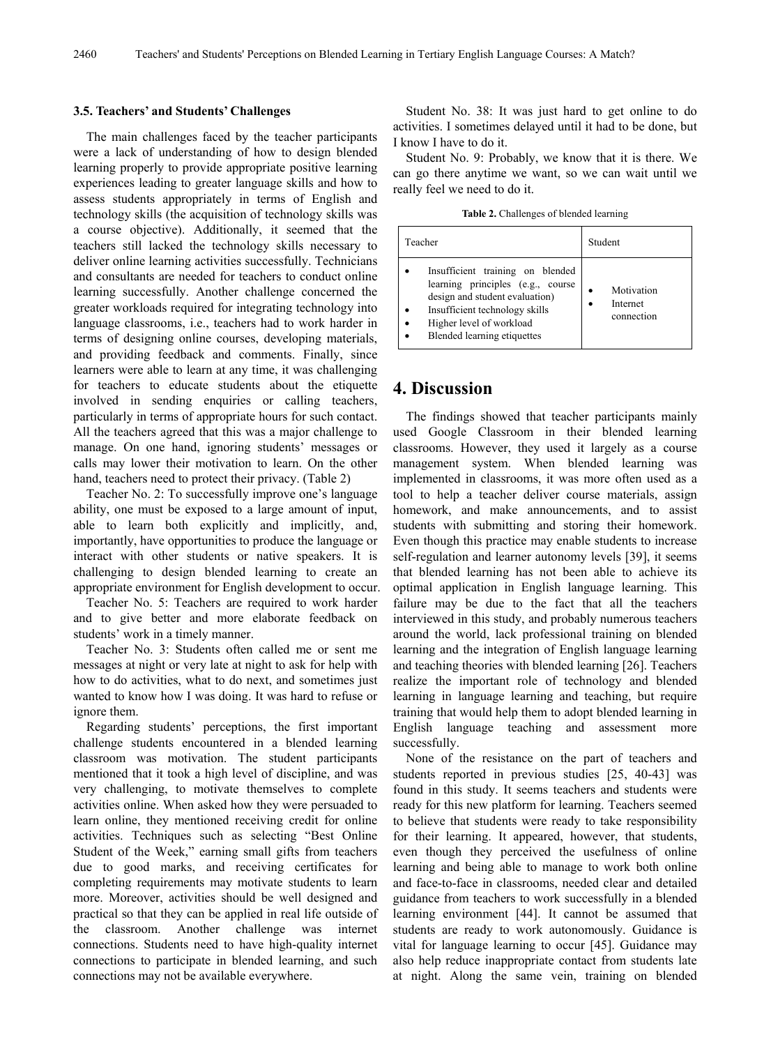### 3.5. Teachers' and Students' Challenges

The main challenges faced by the teacher participants were a lack of understanding of how to design blended learning properly to provide appropriate positive learning experiences leading to greater language skills and how to assess students appropriately in terms of English and technology skills (the acquisition of technology skills was a course objective). Additionally, it seemed that the teachers still lacked the technology skills necessary to deliver online learning activities successfully. Technicians and consultants are needed for teachers to conduct online learning successfully. Another challenge concerned the greater workloads required for integrating technology into language classrooms, i.e., teachers had to work harder in terms of designing online courses, developing materials, and providing feedback and comments. Finally, since learners were able to learn at any time, it was challenging for teachers to educate students about the etiquette involved in sending enquiries or calling teachers, particularly in terms of appropriate hours for such contact. All the teachers agreed that this was a major challenge to manage. On one hand, ignoring students' messages or calls may lower their motivation to learn. On the other hand, teachers need to protect their privacy. (Table 2)

Teacher No. 2: To successfully improve one's language ability, one must be exposed to a large amount of input, able to learn both explicitly and implicitly, and, importantly, have opportunities to produce the language or interact with other students or native speakers. It is challenging to design blended learning to create an appropriate environment for English development to occur.

Teacher No. 5: Teachers are required to work harder and to give better and more elaborate feedback on students' work in a timely manner.

Teacher No. 3: Students often called me or sent me messages at night or very late at night to ask for help with how to do activities, what to do next, and sometimes just wanted to know how I was doing. It was hard to refuse or ignore them.

Regarding students' perceptions, the first important challenge students encountered in a blended learning classroom was motivation. The student participants mentioned that it took a high level of discipline, and was very challenging, to motivate themselves to complete activities online. When asked how they were persuaded to learn online, they mentioned receiving credit for online activities. Techniques such as selecting "Best Online Student of the Week," earning small gifts from teachers due to good marks, and receiving certificates for completing requirements may motivate students to learn more. Moreover, activities should be well designed and practical so that they can be applied in real life outside of the classroom. Another challenge was internet connections. Students need to have high-quality internet connections to participate in blended learning, and such connections may not be available everywhere.

Student No. 38: It was just hard to get online to do activities. I sometimes delayed until it had to be done, but I know I have to do it.

Student No. 9: Probably, we know that it is there. We can go there anytime we want, so we can wait until we really feel we need to do it.

**Table 2.** Challenges of blended learning

| Teacher | Student |
|---|---|
| • Insufficient training on blended learning principles (e.g., course design and student evaluation)<br>• Insufficient technology skills<br>• Higher level of workload<br>• Blended learning etiquettes | • Motivation<br>• Internet connection |

# 4. Discussion

The findings showed that teacher participants mainly used Google Classroom in their blended learning classrooms. However, they used it largely as a course management system. When blended learning was implemented in classrooms, it was more often used as a tool to help a teacher deliver course materials, assign homework, and make announcements, and to assist students with submitting and storing their homework. Even though this practice may enable students to increase self-regulation and learner autonomy levels [39], it seems that blended learning has not been able to achieve its optimal application in English language learning. This failure may be due to the fact that all the teachers interviewed in this study, and probably numerous teachers around the world, lack professional training on blended learning and the integration of English language learning and teaching theories with blended learning [26]. Teachers realize the important role of technology and blended learning in language learning and teaching, but require training that would help them to adopt blended learning in English language teaching and assessment more successfully.

None of the resistance on the part of teachers and students reported in previous studies [25, 40-43] was found in this study. It seems teachers and students were ready for this new platform for learning. Teachers seemed to believe that students were ready to take responsibility for their learning. It appeared, however, that students, even though they perceived the usefulness of online learning and being able to manage to work both online and face-to-face in classrooms, needed clear and detailed guidance from teachers to work successfully in a blended learning environment [44]. It cannot be assumed that students are ready to work autonomously. Guidance is vital for language learning to occur [45]. Guidance may also help reduce inappropriate contact from students late at night. Along the same vein, training on blended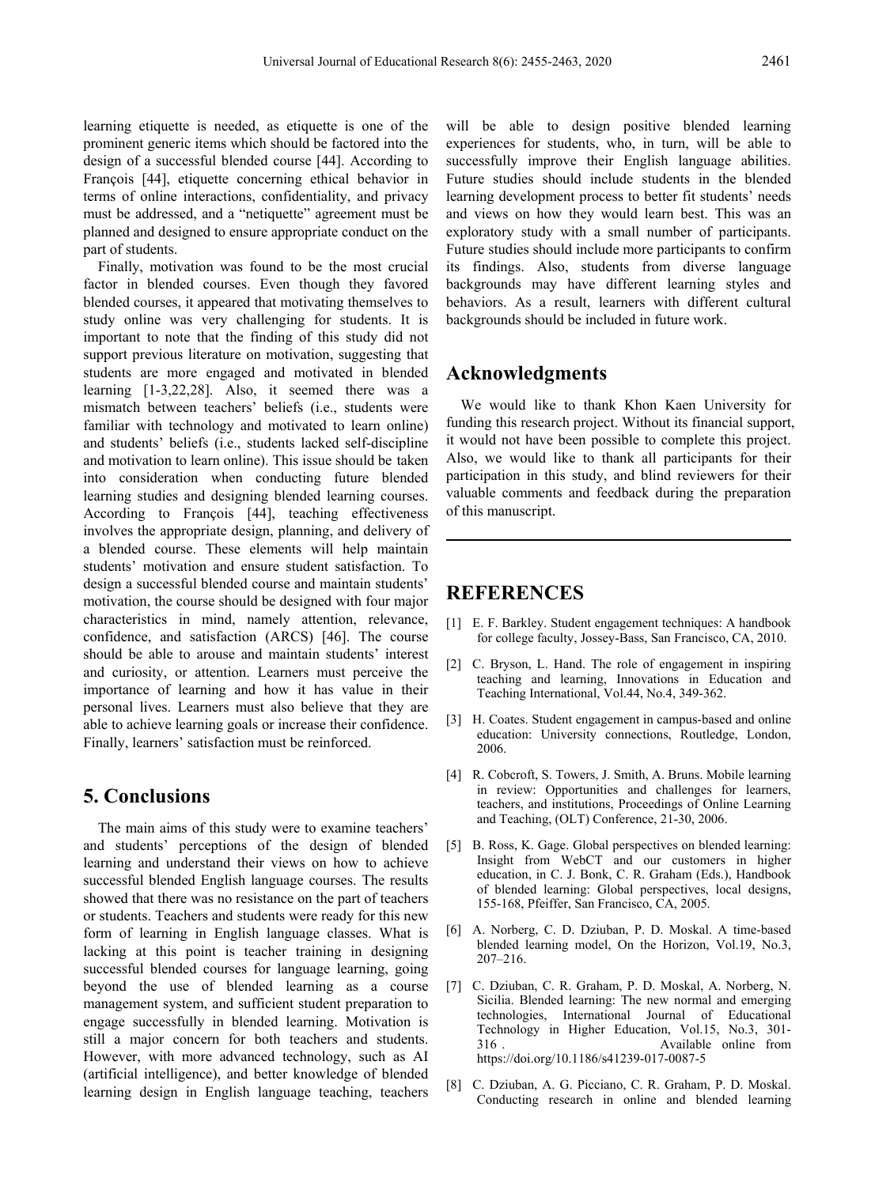learning etiquette is needed, as etiquette is one of the prominent generic items which should be factored into the design of a successful blended course [44]. According to François [44], etiquette concerning ethical behavior in terms of online interactions, confidentiality, and privacy must be addressed, and a "netiquette" agreement must be planned and designed to ensure appropriate conduct on the part of students.

Finally, motivation was found to be the most crucial factor in blended courses. Even though they favored blended courses, it appeared that motivating themselves to study online was very challenging for students. It is important to note that the finding of this study did not support previous literature on motivation, suggesting that students are more engaged and motivated in blended learning [1-3,22,28]. Also, it seemed there was a mismatch between teachers' beliefs (i.e., students were familiar with technology and motivated to learn online) and students' beliefs (i.e., students lacked self-discipline and motivation to learn online). This issue should be taken into consideration when conducting future blended learning studies and designing blended learning courses. According to François [44], teaching effectiveness involves the appropriate design, planning, and delivery of a blended course. These elements will help maintain students' motivation and ensure student satisfaction. To design a successful blended course and maintain students' motivation, the course should be designed with four major characteristics in mind, namely attention, relevance, confidence, and satisfaction (ARCS) [46]. The course should be able to arouse and maintain students' interest and curiosity, or attention. Learners must perceive the importance of learning and how it has value in their personal lives. Learners must also believe that they are able to achieve learning goals or increase their confidence. Finally, learners' satisfaction must be reinforced.

## 5. Conclusions

The main aims of this study were to examine teachers' and students' perceptions of the design of blended learning and understand their views on how to achieve successful blended English language courses. The results showed that there was no resistance on the part of teachers or students. Teachers and students were ready for this new form of learning in English language classes. What is lacking at this point is teacher training in designing successful blended courses for language learning, going beyond the use of blended learning as a course management system, and sufficient student preparation to engage successfully in blended learning. Motivation is still a major concern for both teachers and students. However, with more advanced technology, such as AI (artificial intelligence), and better knowledge of blended learning design in English language teaching, teachers will be able to design positive blended learning experiences for students, who, in turn, will be able to successfully improve their English language abilities. Future studies should include students in the blended learning development process to better fit students' needs and views on how they would learn best. This was an exploratory study with a small number of participants. Future studies should include more participants to confirm its findings. Also, students from diverse language backgrounds may have different learning styles and behaviors. As a result, learners with different cultural backgrounds should be included in future work.

## Acknowledgments

We would like to thank Khon Kaen University for funding this research project. Without its financial support, it would not have been possible to complete this project. Also, we would like to thank all participants for their participation in this study, and blind reviewers for their valuable comments and feedback during the preparation of this manuscript.

---

## REFERENCES

[1] E. F. Barkley. Student engagement techniques: A handbook for college faculty, Jossey-Bass, San Francisco, CA, 2010.

[2] C. Bryson, L. Hand. The role of engagement in inspiring teaching and learning, Innovations in Education and Teaching International, Vol.44, No.4, 349-362.

[3] H. Coates. Student engagement in campus-based and online education: University connections, Routledge, London, 2006.

[4] R. Cobcroft, S. Towers, J. Smith, A. Bruns. Mobile learning in review: Opportunities and challenges for learners, teachers, and institutions, Proceedings of Online Learning and Teaching, (OLT) Conference, 21-30, 2006.

[5] B. Ross, K. Gage. Global perspectives on blended learning: Insight from WebCT and our customers in higher education, in C. J. Bonk, C. R. Graham (Eds.), Handbook of blended learning: Global perspectives, local designs, 155-168, Pfeiffer, San Francisco, CA, 2005.

[6] A. Norberg, C. D. Dziuban, P. D. Moskal. A time-based blended learning model, On the Horizon, Vol.19, No.3, 207–216.

[7] C. Dziuban, C. R. Graham, P. D. Moskal, A. Norberg, N. Sicilia. Blended learning: The new normal and emerging technologies, International Journal of Educational Technology in Higher Education, Vol.15, No.3, 301-316 . Available online from https://doi.org/10.1186/s41239-017-0087-5

[8] C. Dziuban, A. G. Picciano, C. R. Graham, P. D. Moskal. Conducting research in online and blended learning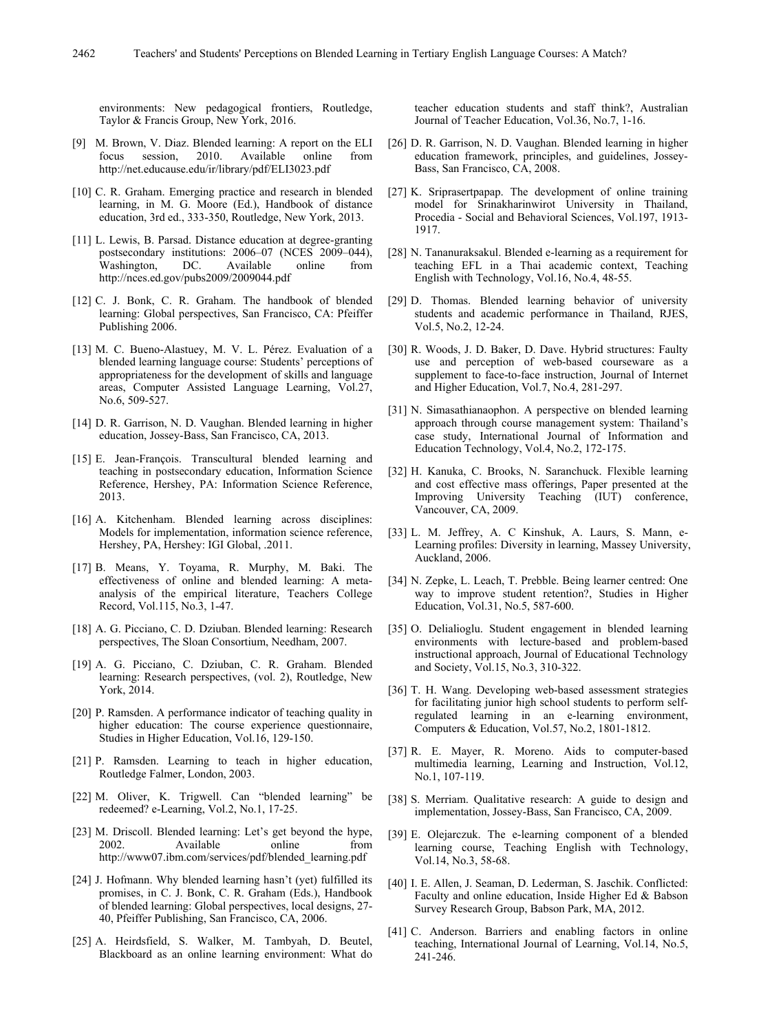environments: New pedagogical frontiers, Routledge, Taylor & Francis Group, New York, 2016.

[9] M. Brown, V. Diaz. Blended learning: A report on the ELI focus session, 2010. Available online from http://net.educause.edu/ir/library/pdf/ELI3023.pdf

[10] C. R. Graham. Emerging practice and research in blended learning, in M. G. Moore (Ed.), Handbook of distance education, 3rd ed., 333-350, Routledge, New York, 2013.

[11] L. Lewis, B. Parsad. Distance education at degree-granting postsecondary institutions: 2006–07 (NCES 2009–044), Washington, DC. Available online from http://nces.ed.gov/pubs2009/2009044.pdf

[12] C. J. Bonk, C. R. Graham. The handbook of blended learning: Global perspectives, San Francisco, CA: Pfeiffer Publishing 2006.

[13] M. C. Bueno-Alastuey, M. V. L. Pérez. Evaluation of a blended learning language course: Students' perceptions of appropriateness for the development of skills and language areas, Computer Assisted Language Learning, Vol.27, No.6, 509-527.

[14] D. R. Garrison, N. D. Vaughan. Blended learning in higher education, Jossey-Bass, San Francisco, CA, 2013.

[15] E. Jean-François. Transcultural blended learning and teaching in postsecondary education, Information Science Reference, Hershey, PA: Information Science Reference, 2013.

[16] A. Kitchenham. Blended learning across disciplines: Models for implementation, information science reference, Hershey, PA, Hershey: IGI Global, .2011.

[17] B. Means, Y. Toyama, R. Murphy, M. Baki. The effectiveness of online and blended learning: A meta-analysis of the empirical literature, Teachers College Record, Vol.115, No.3, 1-47.

[18] A. G. Picciano, C. D. Dziuban. Blended learning: Research perspectives, The Sloan Consortium, Needham, 2007.

[19] A. G. Picciano, C. Dziuban, C. R. Graham. Blended learning: Research perspectives, (vol. 2), Routledge, New York, 2014.

[20] P. Ramsden. A performance indicator of teaching quality in higher education: The course experience questionnaire, Studies in Higher Education, Vol.16, 129-150.

[21] P. Ramsden. Learning to teach in higher education, Routledge Falmer, London, 2003.

[22] M. Oliver, K. Trigwell. Can "blended learning" be redeemed? e-Learning, Vol.2, No.1, 17-25.

[23] M. Driscoll. Blended learning: Let's get beyond the hype, 2002. Available online from http://www07.ibm.com/services/pdf/blended_learning.pdf

[24] J. Hofmann. Why blended learning hasn't (yet) fulfilled its promises, in C. J. Bonk, C. R. Graham (Eds.), Handbook of blended learning: Global perspectives, local designs, 27-40, Pfeiffer Publishing, San Francisco, CA, 2006.

[25] A. Heirdsfield, S. Walker, M. Tambyah, D. Beutel, Blackboard as an online learning environment: What do teacher education students and staff think?, Australian Journal of Teacher Education, Vol.36, No.7, 1-16.

[26] D. R. Garrison, N. D. Vaughan. Blended learning in higher education framework, principles, and guidelines, Jossey-Bass, San Francisco, CA, 2008.

[27] K. Sriprasertpapap. The development of online training model for Srinakharinwirot University in Thailand, Procedia - Social and Behavioral Sciences, Vol.197, 1913-1917.

[28] N. Tananuraksakul. Blended e-learning as a requirement for teaching EFL in a Thai academic context, Teaching English with Technology, Vol.16, No.4, 48-55.

[29] D. Thomas. Blended learning behavior of university students and academic performance in Thailand, RJES, Vol.5, No.2, 12-24.

[30] R. Woods, J. D. Baker, D. Dave. Hybrid structures: Faulty use and perception of web-based courseware as a supplement to face-to-face instruction, Journal of Internet and Higher Education, Vol.7, No.4, 281-297.

[31] N. Simasathianaophon. A perspective on blended learning approach through course management system: Thailand's case study, International Journal of Information and Education Technology, Vol.4, No.2, 172-175.

[32] H. Kanuka, C. Brooks, N. Saranchuck. Flexible learning and cost effective mass offerings, Paper presented at the Improving University Teaching (IUT) conference, Vancouver, CA, 2009.

[33] L. M. Jeffrey, A. C Kinshuk, A. Laurs, S. Mann, e-Learning profiles: Diversity in learning, Massey University, Auckland, 2006.

[34] N. Zepke, L. Leach, T. Prebble. Being learner centred: One way to improve student retention?, Studies in Higher Education, Vol.31, No.5, 587-600.

[35] O. Delialioglu. Student engagement in blended learning environments with lecture-based and problem-based instructional approach, Journal of Educational Technology and Society, Vol.15, No.3, 310-322.

[36] T. H. Wang. Developing web-based assessment strategies for facilitating junior high school students to perform self-regulated learning in an e-learning environment, Computers & Education, Vol.57, No.2, 1801-1812.

[37] R. E. Mayer, R. Moreno. Aids to computer-based multimedia learning, Learning and Instruction, Vol.12, No.1, 107-119.

[38] S. Merriam. Qualitative research: A guide to design and implementation, Jossey-Bass, San Francisco, CA, 2009.

[39] E. Olejarczuk. The e-learning component of a blended learning course, Teaching English with Technology, Vol.14, No.3, 58-68.

[40] I. E. Allen, J. Seaman, D. Lederman, S. Jaschik. Conflicted: Faculty and online education, Inside Higher Ed & Babson Survey Research Group, Babson Park, MA, 2012.

[41] C. Anderson. Barriers and enabling factors in online teaching, International Journal of Learning, Vol.14, No.5, 241-246.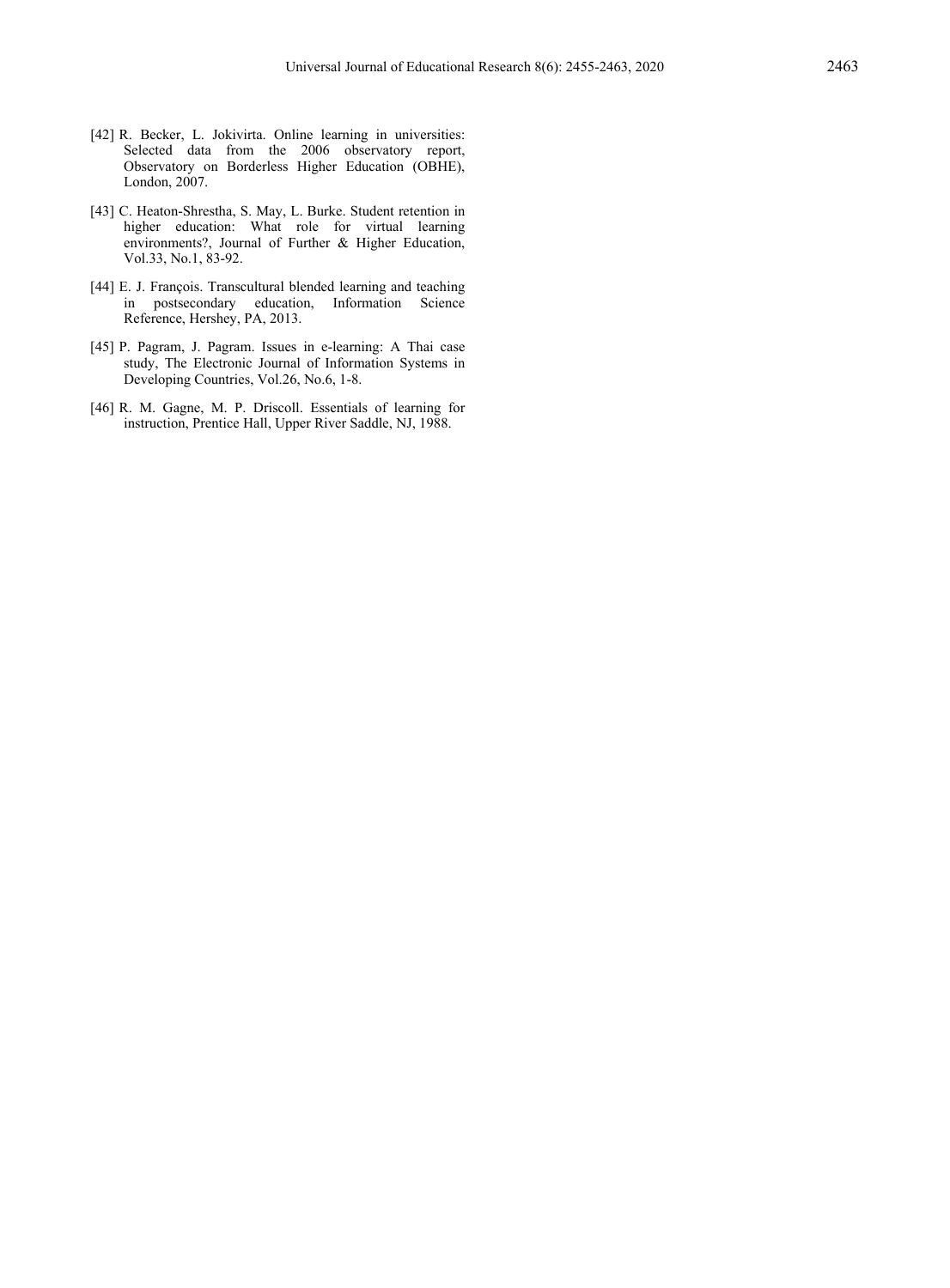[42] R. Becker, L. Jokivirta. Online learning in universities: Selected data from the 2006 observatory report, Observatory on Borderless Higher Education (OBHE), London, 2007.

[43] C. Heaton-Shrestha, S. May, L. Burke. Student retention in higher education: What role for virtual learning environments?, Journal of Further & Higher Education, Vol.33, No.1, 83-92.

[44] E. J. François. Transcultural blended learning and teaching in postsecondary education, Information Science Reference, Hershey, PA, 2013.

[45] P. Pagram, J. Pagram. Issues in e-learning: A Thai case study, The Electronic Journal of Information Systems in Developing Countries, Vol.26, No.6, 1-8.

[46] R. M. Gagne, M. P. Driscoll. Essentials of learning for instruction, Prentice Hall, Upper River Saddle, NJ, 1988.